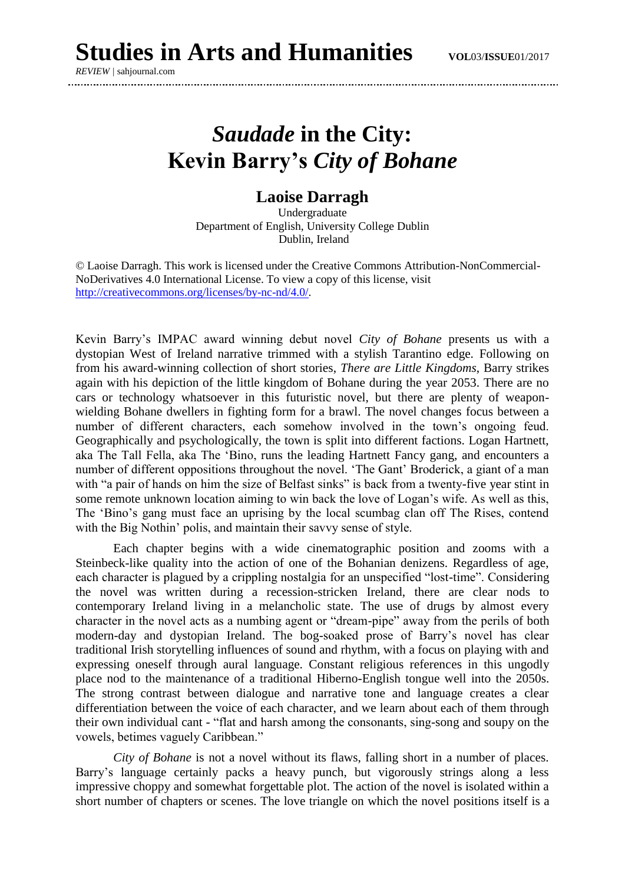# *Saudade* in the City: Kevin Barry's *City of Bohane*

## Laoise Darragh

Undergraduate
Department of English, University College Dublin
Dublin, Ireland

© Laoise Darragh. This work is licensed under the Creative Commons Attribution-NonCommercial-NoDerivatives 4.0 International License. To view a copy of this license, visit http://creativecommons.org/licenses/by-nc-nd/4.0/.

Kevin Barry's IMPAC award winning debut novel *City of Bohane* presents us with a dystopian West of Ireland narrative trimmed with a stylish Tarantino edge. Following on from his award-winning collection of short stories, *There are Little Kingdoms*, Barry strikes again with his depiction of the little kingdom of Bohane during the year 2053. There are no cars or technology whatsoever in this futuristic novel, but there are plenty of weapon-wielding Bohane dwellers in fighting form for a brawl. The novel changes focus between a number of different characters, each somehow involved in the town's ongoing feud. Geographically and psychologically, the town is split into different factions. Logan Hartnett, aka The Tall Fella, aka The 'Bino, runs the leading Hartnett Fancy gang, and encounters a number of different oppositions throughout the novel. 'The Gant' Broderick, a giant of a man with "a pair of hands on him the size of Belfast sinks" is back from a twenty-five year stint in some remote unknown location aiming to win back the love of Logan's wife. As well as this, The 'Bino's gang must face an uprising by the local scumbag clan off The Rises, contend with the Big Nothin' polis, and maintain their savvy sense of style.

Each chapter begins with a wide cinematographic position and zooms with a Steinbeck-like quality into the action of one of the Bohanian denizens. Regardless of age, each character is plagued by a crippling nostalgia for an unspecified "lost-time". Considering the novel was written during a recession-stricken Ireland, there are clear nods to contemporary Ireland living in a melancholic state. The use of drugs by almost every character in the novel acts as a numbing agent or "dream-pipe" away from the perils of both modern-day and dystopian Ireland. The bog-soaked prose of Barry's novel has clear traditional Irish storytelling influences of sound and rhythm, with a focus on playing with and expressing oneself through aural language. Constant religious references in this ungodly place nod to the maintenance of a traditional Hiberno-English tongue well into the 2050s. The strong contrast between dialogue and narrative tone and language creates a clear differentiation between the voice of each character, and we learn about each of them through their own individual cant - "flat and harsh among the consonants, sing-song and soupy on the vowels, betimes vaguely Caribbean."

*City of Bohane* is not a novel without its flaws, falling short in a number of places. Barry's language certainly packs a heavy punch, but vigorously strings along a less impressive choppy and somewhat forgettable plot. The action of the novel is isolated within a short number of chapters or scenes. The love triangle on which the novel positions itself is a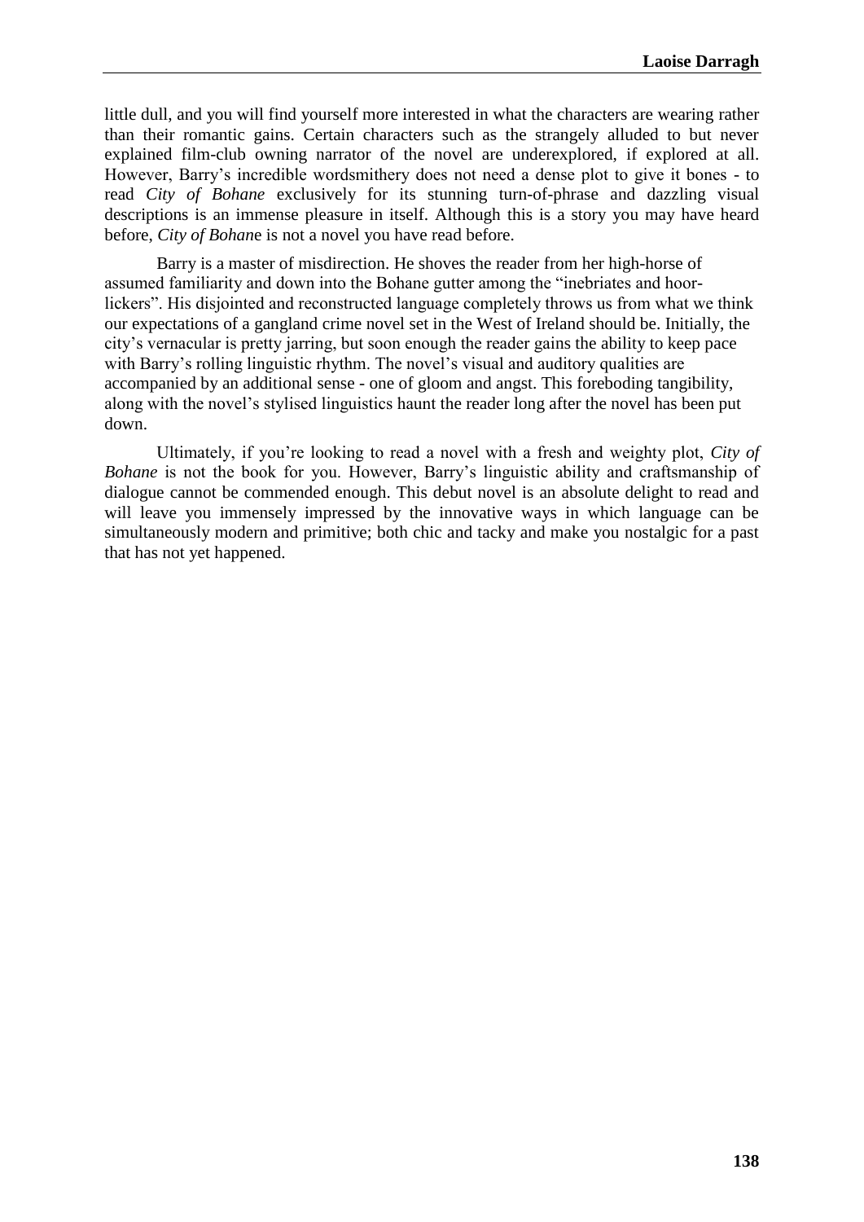little dull, and you will find yourself more interested in what the characters are wearing rather than their romantic gains. Certain characters such as the strangely alluded to but never explained film-club owning narrator of the novel are underexplored, if explored at all. However, Barry's incredible wordsmithery does not need a dense plot to give it bones - to read *City of Bohane* exclusively for its stunning turn-of-phrase and dazzling visual descriptions is an immense pleasure in itself. Although this is a story you may have heard before, *City of Bohan*e is not a novel you have read before.

Barry is a master of misdirection. He shoves the reader from her high-horse of assumed familiarity and down into the Bohane gutter among the "inebriates and hoor-lickers". His disjointed and reconstructed language completely throws us from what we think our expectations of a gangland crime novel set in the West of Ireland should be. Initially, the city's vernacular is pretty jarring, but soon enough the reader gains the ability to keep pace with Barry's rolling linguistic rhythm. The novel's visual and auditory qualities are accompanied by an additional sense - one of gloom and angst. This foreboding tangibility, along with the novel's stylised linguistics haunt the reader long after the novel has been put down.

Ultimately, if you're looking to read a novel with a fresh and weighty plot, *City of Bohane* is not the book for you. However, Barry's linguistic ability and craftsmanship of dialogue cannot be commended enough. This debut novel is an absolute delight to read and will leave you immensely impressed by the innovative ways in which language can be simultaneously modern and primitive; both chic and tacky and make you nostalgic for a past that has not yet happened.